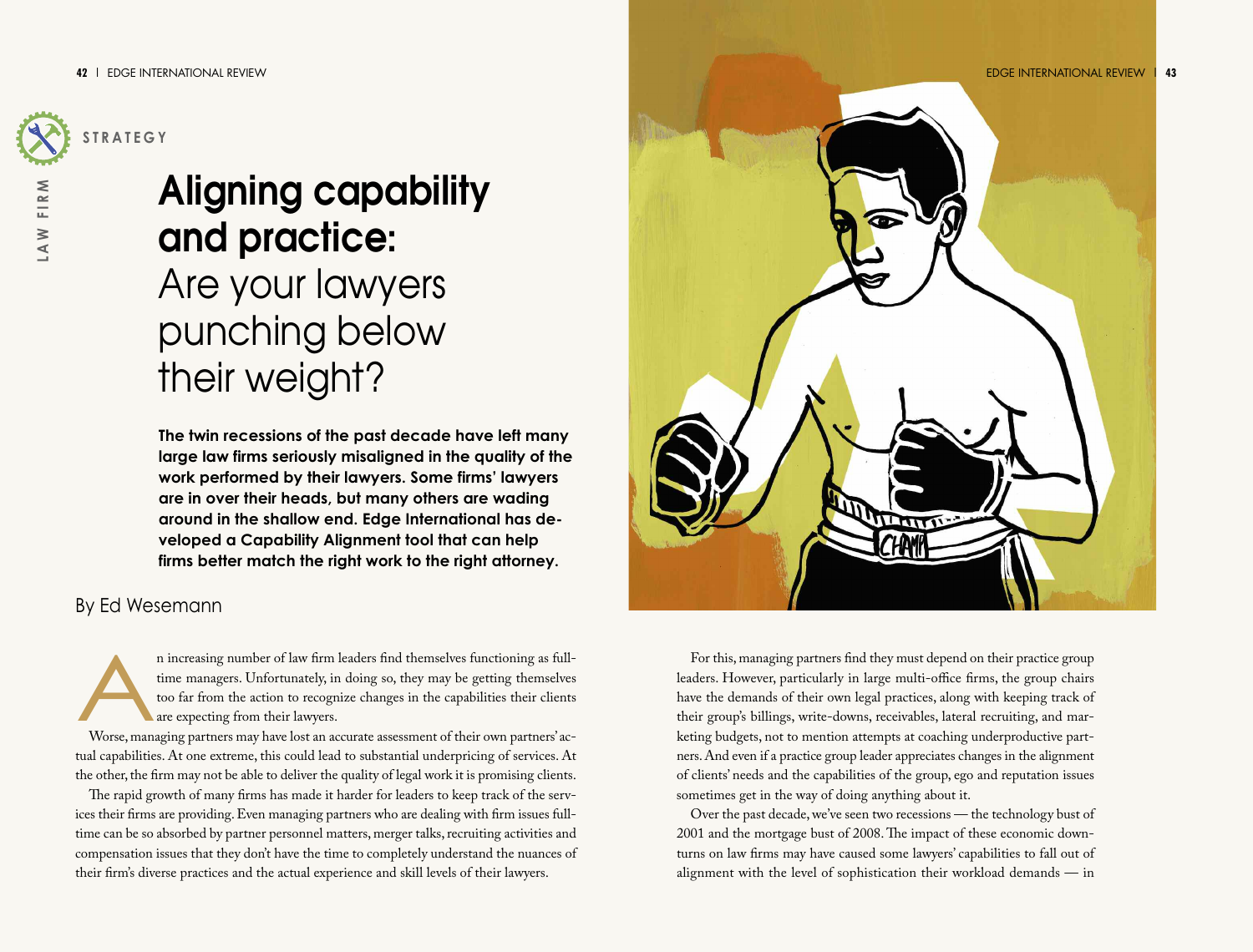STRATEGY

LAW FIRM

# Aligning capability and practice: Are your lawyers punching below their weight?

**The twin recessions of the past decade have left many large law firms seriously misaligned in the quality of the work performed by their lawyers. Some firms' lawyers are in over their heads, but many others are wading around in the shallow end. Edge International has developed a Capability Alignment tool that can help firms better match the right work to the right attorney.**

By Ed Wesemann

An increasing number of law firm leaders find themselves functioning as full-time managers. Unfortunately, in doing so, they may be getting themselves too far from the action to recognize changes in the capabilities their clients are expecting from their lawyers.

Worse, managing partners may have lost an accurate assessment of their own partners' actual capabilities. At one extreme, this could lead to substantial underpricing of services. At the other, the firm may not be able to deliver the quality of legal work it is promising clients.

The rapid growth of many firms has made it harder for leaders to keep track of the services their firms are providing. Even managing partners who are dealing with firm issues full-time can be so absorbed by partner personnel matters, merger talks, recruiting activities and compensation issues that they don't have the time to completely understand the nuances of their firm's diverse practices and the actual experience and skill levels of their lawyers.

For this, managing partners find they must depend on their practice group leaders. However, particularly in large multi-office firms, the group chairs have the demands of their own legal practices, along with keeping track of their group's billings, write-downs, receivables, lateral recruiting, and marketing budgets, not to mention attempts at coaching underproductive partners. And even if a practice group leader appreciates changes in the alignment of clients' needs and the capabilities of the group, ego and reputation issues sometimes get in the way of doing anything about it.

Over the past decade, we've seen two recessions — the technology bust of 2001 and the mortgage bust of 2008. The impact of these economic downturns on law firms may have caused some lawyers' capabilities to fall out of alignment with the level of sophistication their workload demands — in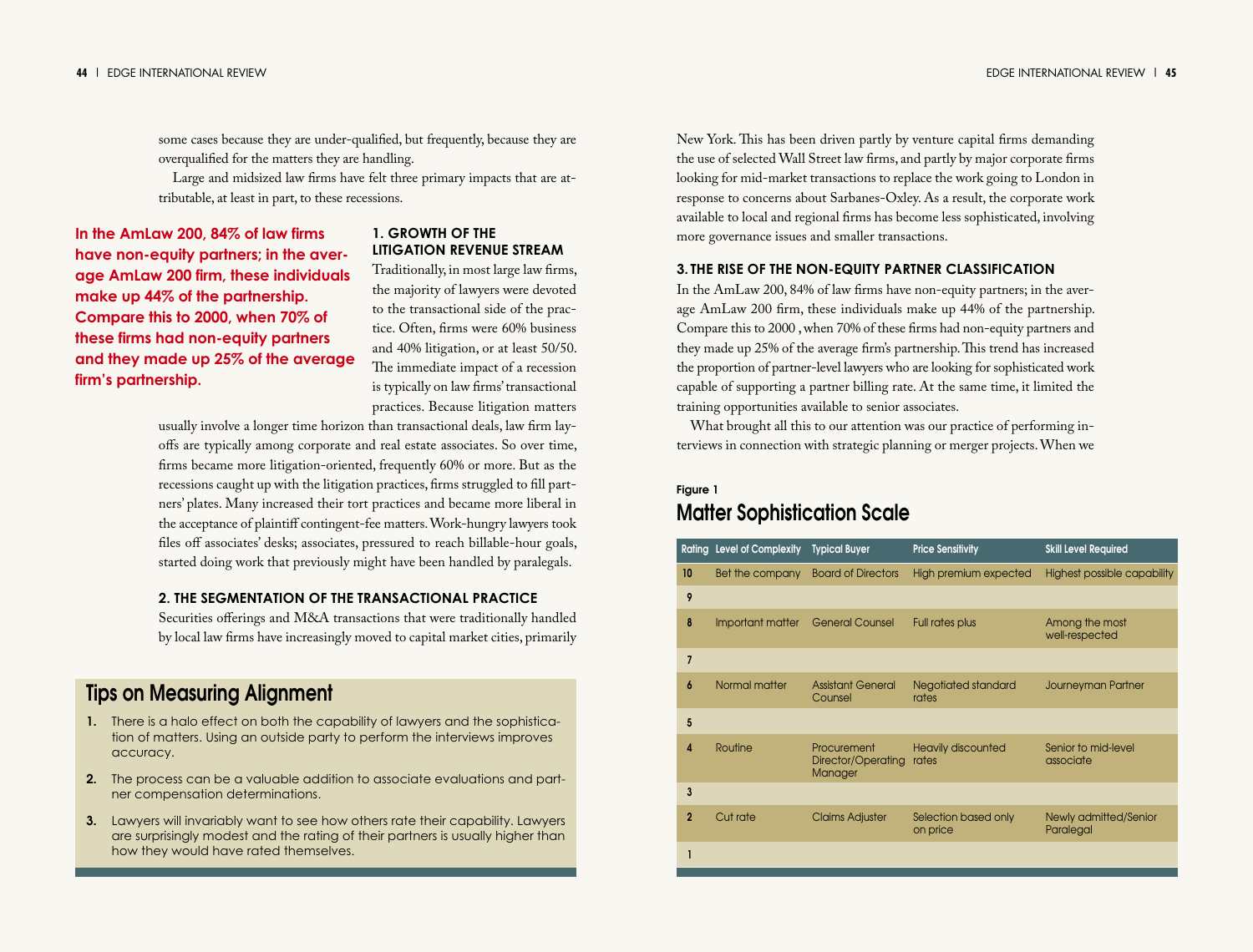some cases because they are under-qualified, but frequently, because they are overqualified for the matters they are handling.

Large and midsized law firms have felt three primary impacts that are attributable, at least in part, to these recessions.

**In the AmLaw 200, 84% of law firms have non-equity partners; in the average AmLaw 200 firm, these individuals make up 44% of the partnership. Compare this to 2000, when 70% of these firms had non-equity partners and they made up 25% of the average firm's partnership.**

### 1. GROWTH OF THE LITIGATION REVENUE STREAM

Traditionally, in most large law firms, the majority of lawyers were devoted to the transactional side of the practice. Often, firms were 60% business and 40% litigation, or at least 50/50. The immediate impact of a recession is typically on law firms' transactional practices. Because litigation matters usually involve a longer time horizon than transactional deals, law firm layoffs are typically among corporate and real estate associates. So over time, firms became more litigation-oriented, frequently 60% or more. But as the recessions caught up with the litigation practices, firms struggled to fill partners' plates. Many increased their tort practices and became more liberal in the acceptance of plaintiff contingent-fee matters. Work-hungry lawyers took files off associates' desks; associates, pressured to reach billable-hour goals, started doing work that previously might have been handled by paralegals.

### 2. THE SEGMENTATION OF THE TRANSACTIONAL PRACTICE

Securities offerings and M&A transactions that were traditionally handled by local law firms have increasingly moved to capital market cities, primarily New York. This has been driven partly by venture capital firms demanding the use of selected Wall Street law firms, and partly by major corporate firms looking for mid-market transactions to replace the work going to London in response to concerns about Sarbanes-Oxley. As a result, the corporate work available to local and regional firms has become less sophisticated, involving more governance issues and smaller transactions.

### 3. THE RISE OF THE NON-EQUITY PARTNER CLASSIFICATION

In the AmLaw 200, 84% of law firms have non-equity partners; in the average AmLaw 200 firm, these individuals make up 44% of the partnership. Compare this to 2000 , when 70% of these firms had non-equity partners and they made up 25% of the average firm's partnership. This trend has increased the proportion of partner-level lawyers who are looking for sophisticated work capable of supporting a partner billing rate. At the same time, it limited the training opportunities available to senior associates.

What brought all this to our attention was our practice of performing interviews in connection with strategic planning or merger projects. When we

## Tips on Measuring Alignment

1. There is a halo effect on both the capability of lawyers and the sophistication of matters. Using an outside party to perform the interviews improves accuracy.
2. The process can be a valuable addition to associate evaluations and partner compensation determinations.
3. Lawyers will invariably want to see how others rate their capability. Lawyers are surprisingly modest and the rating of their partners is usually higher than how they would have rated themselves.

Figure 1

## Matter Sophistication Scale

| Rating | Level of Complexity | Typical Buyer | Price Sensitivity | Skill Level Required |
|---|---|---|---|---|
| 10 | Bet the company | Board of Directors | High premium expected | Highest possible capability |
| 9 | | | | |
| 8 | Important matter | General Counsel | Full rates plus | Among the most well-respected |
| 7 | | | | |
| 6 | Normal matter | Assistant General Counsel | Negotiated standard rates | Journeyman Partner |
| 5 | | | | |
| 4 | Routine | Procurement Director/Operating Manager | Heavily discounted rates | Senior to mid-level associate |
| 3 | | | | |
| 2 | Cut rate | Claims Adjuster | Selection based only on price | Newly admitted/Senior Paralegal |
| 1 | | | | |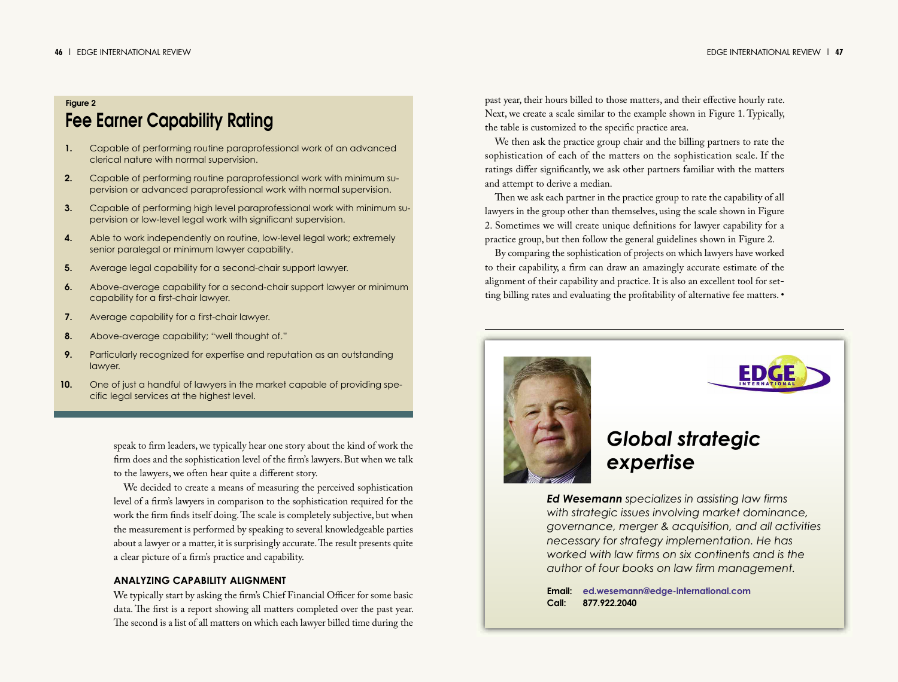Figure 2

## Fee Earner Capability Rating

1. Capable of performing routine paraprofessional work of an advanced clerical nature with normal supervision.
2. Capable of performing routine paraprofessional work with minimum supervision or advanced paraprofessional work with normal supervision.
3. Capable of performing high level paraprofessional work with minimum supervision or low-level legal work with significant supervision.
4. Able to work independently on routine, low-level legal work; extremely senior paralegal or minimum lawyer capability.
5. Average legal capability for a second-chair support lawyer.
6. Above-average capability for a second-chair support lawyer or minimum capability for a first-chair lawyer.
7. Average capability for a first-chair lawyer.
8. Above-average capability; "well thought of."
9. Particularly recognized for expertise and reputation as an outstanding lawyer.
10. One of just a handful of lawyers in the market capable of providing specific legal services at the highest level.

speak to firm leaders, we typically hear one story about the kind of work the firm does and the sophistication level of the firm's lawyers. But when we talk to the lawyers, we often hear quite a different story.

We decided to create a means of measuring the perceived sophistication level of a firm's lawyers in comparison to the sophistication required for the work the firm finds itself doing. The scale is completely subjective, but when the measurement is performed by speaking to several knowledgeable parties about a lawyer or a matter, it is surprisingly accurate. The result presents quite a clear picture of a firm's practice and capability.

### ANALYZING CAPABILITY ALIGNMENT

We typically start by asking the firm's Chief Financial Officer for some basic data. The first is a report showing all matters completed over the past year. The second is a list of all matters on which each lawyer billed time during the past year, their hours billed to those matters, and their effective hourly rate. Next, we create a scale similar to the example shown in Figure 1. Typically, the table is customized to the specific practice area.

We then ask the practice group chair and the billing partners to rate the sophistication of each of the matters on the sophistication scale. If the ratings differ significantly, we ask other partners familiar with the matters and attempt to derive a median.

Then we ask each partner in the practice group to rate the capability of all lawyers in the group other than themselves, using the scale shown in Figure 2. Sometimes we will create unique definitions for lawyer capability for a practice group, but then follow the general guidelines shown in Figure 2.

By comparing the sophistication of projects on which lawyers have worked to their capability, a firm can draw an amazingly accurate estimate of the alignment of their capability and practice. It is also an excellent tool for setting billing rates and evaluating the profitability of alternative fee matters. •

EDGE INTERNATIONAL

*Global strategic expertise*

***Ed Wesemann*** *specializes in assisting law firms with strategic issues involving market dominance, governance, merger & acquisition, and all activities necessary for strategy implementation. He has worked with law firms on six continents and is the author of four books on law firm management.*

**Email:** ed.wesemann@edge-international.com
**Call:** 877.922.2040